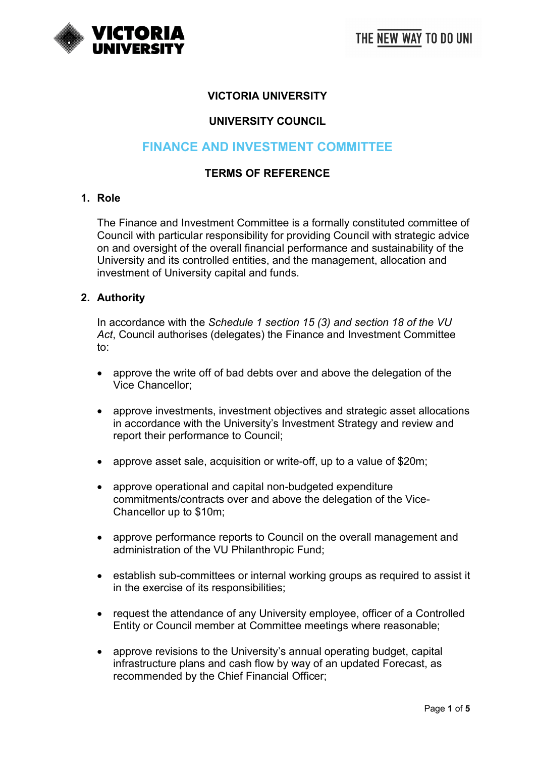# VICTORIA UNIVERSITY

## UNIVERSITY COUNCIL

## FINANCE AND INVESTMENT COMMITTEE

## TERMS OF REFERENCE

### 1. Role

The Finance and Investment Committee is a formally constituted committee of Council with particular responsibility for providing Council with strategic advice on and oversight of the overall financial performance and sustainability of the University and its controlled entities, and the management, allocation and investment of University capital and funds.

### 2. Authority

In accordance with the *Schedule 1 section 15 (3) and section 18 of the VU Act*, Council authorises (delegates) the Finance and Investment Committee to:

- approve the write off of bad debts over and above the delegation of the Vice Chancellor;
- approve investments, investment objectives and strategic asset allocations in accordance with the University's Investment Strategy and review and report their performance to Council;
- approve asset sale, acquisition or write-off, up to a value of $20m;
- approve operational and capital non-budgeted expenditure commitments/contracts over and above the delegation of the Vice-Chancellor up to $10m;
- approve performance reports to Council on the overall management and administration of the VU Philanthropic Fund;
- establish sub-committees or internal working groups as required to assist it in the exercise of its responsibilities;
- request the attendance of any University employee, officer of a Controlled Entity or Council member at Committee meetings where reasonable;
- approve revisions to the University's annual operating budget, capital infrastructure plans and cash flow by way of an updated Forecast, as recommended by the Chief Financial Officer;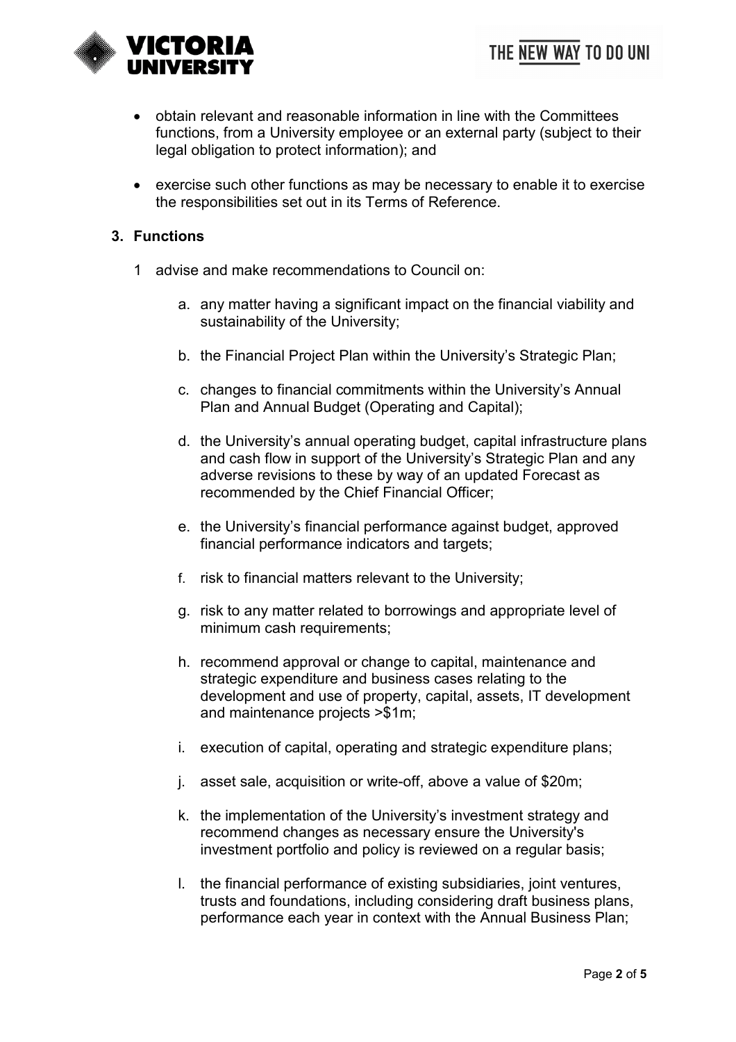- obtain relevant and reasonable information in line with the Committees functions, from a University employee or an external party (subject to their legal obligation to protect information); and
- exercise such other functions as may be necessary to enable it to exercise the responsibilities set out in its Terms of Reference.

### 3. Functions

1 advise and make recommendations to Council on:

a. any matter having a significant impact on the financial viability and sustainability of the University;

b. the Financial Project Plan within the University's Strategic Plan;

c. changes to financial commitments within the University's Annual Plan and Annual Budget (Operating and Capital);

d. the University's annual operating budget, capital infrastructure plans and cash flow in support of the University's Strategic Plan and any adverse revisions to these by way of an updated Forecast as recommended by the Chief Financial Officer;

e. the University's financial performance against budget, approved financial performance indicators and targets;

f. risk to financial matters relevant to the University;

g. risk to any matter related to borrowings and appropriate level of minimum cash requirements;

h. recommend approval or change to capital, maintenance and strategic expenditure and business cases relating to the development and use of property, capital, assets, IT development and maintenance projects >$1m;

i. execution of capital, operating and strategic expenditure plans;

j. asset sale, acquisition or write-off, above a value of $20m;

k. the implementation of the University's investment strategy and recommend changes as necessary ensure the University's investment portfolio and policy is reviewed on a regular basis;

l. the financial performance of existing subsidiaries, joint ventures, trusts and foundations, including considering draft business plans, performance each year in context with the Annual Business Plan;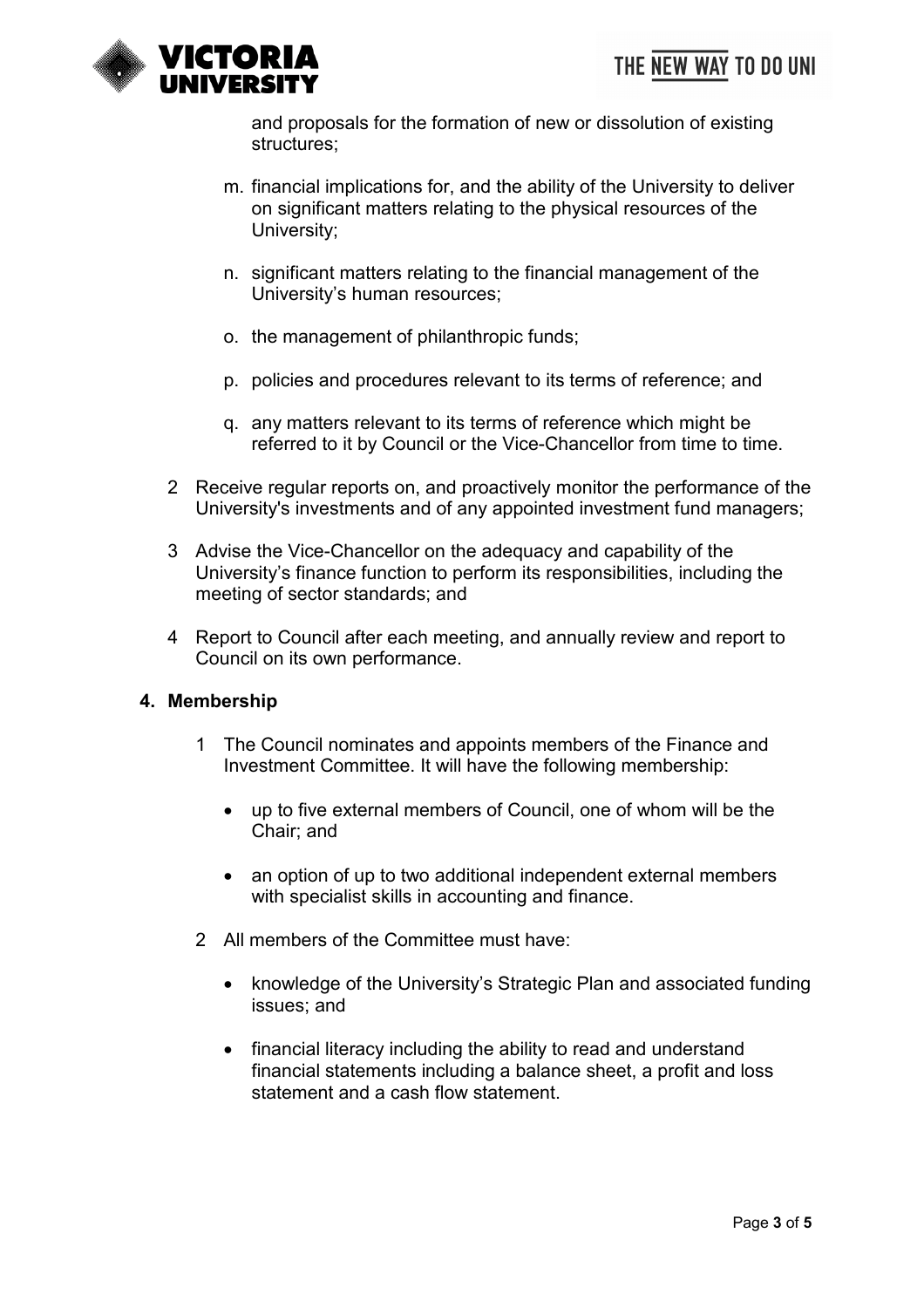and proposals for the formation of new or dissolution of existing structures;

m. financial implications for, and the ability of the University to deliver on significant matters relating to the physical resources of the University;

n. significant matters relating to the financial management of the University's human resources;

o. the management of philanthropic funds;

p. policies and procedures relevant to its terms of reference; and

q. any matters relevant to its terms of reference which might be referred to it by Council or the Vice-Chancellor from time to time.

2 Receive regular reports on, and proactively monitor the performance of the University's investments and of any appointed investment fund managers;

3 Advise the Vice-Chancellor on the adequacy and capability of the University's finance function to perform its responsibilities, including the meeting of sector standards; and

4 Report to Council after each meeting, and annually review and report to Council on its own performance.

**4. Membership**

1 The Council nominates and appoints members of the Finance and Investment Committee. It will have the following membership:

- up to five external members of Council, one of whom will be the Chair; and
- an option of up to two additional independent external members with specialist skills in accounting and finance.

2 All members of the Committee must have:

- knowledge of the University's Strategic Plan and associated funding issues; and
- financial literacy including the ability to read and understand financial statements including a balance sheet, a profit and loss statement and a cash flow statement.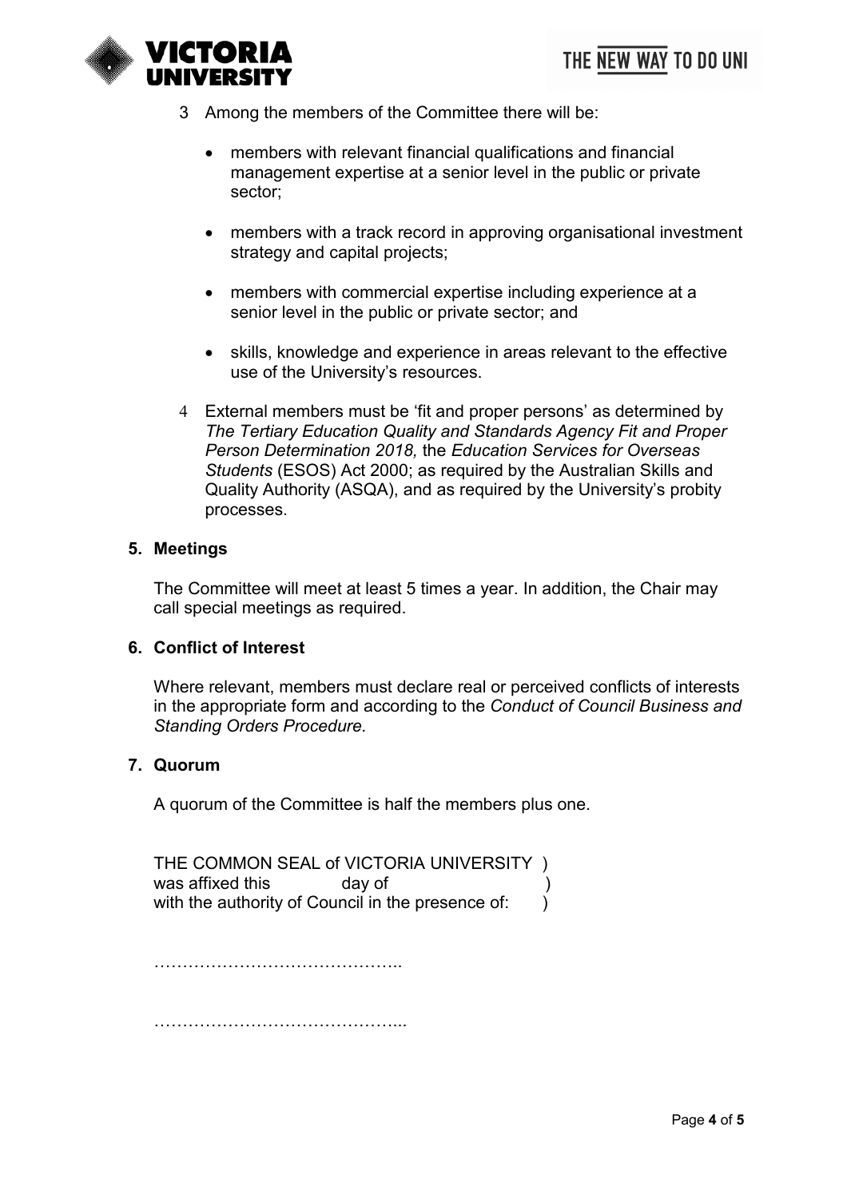3 Among the members of the Committee there will be:

- members with relevant financial qualifications and financial management expertise at a senior level in the public or private sector;
- members with a track record in approving organisational investment strategy and capital projects;
- members with commercial expertise including experience at a senior level in the public or private sector; and
- skills, knowledge and experience in areas relevant to the effective use of the University's resources.

4 External members must be 'fit and proper persons' as determined by *The Tertiary Education Quality and Standards Agency Fit and Proper Person Determination 2018,* the *Education Services for Overseas Students* (ESOS) Act 2000; as required by the Australian Skills and Quality Authority (ASQA), and as required by the University's probity processes.

## 5. Meetings

The Committee will meet at least 5 times a year. In addition, the Chair may call special meetings as required.

## 6. Conflict of Interest

Where relevant, members must declare real or perceived conflicts of interests in the appropriate form and according to the *Conduct of Council Business and Standing Orders Procedure.*

## 7. Quorum

A quorum of the Committee is half the members plus one.

THE COMMON SEAL of VICTORIA UNIVERSITY )
was affixed this day of )
with the authority of Council in the presence of: )

……………………………………..

……………………………………...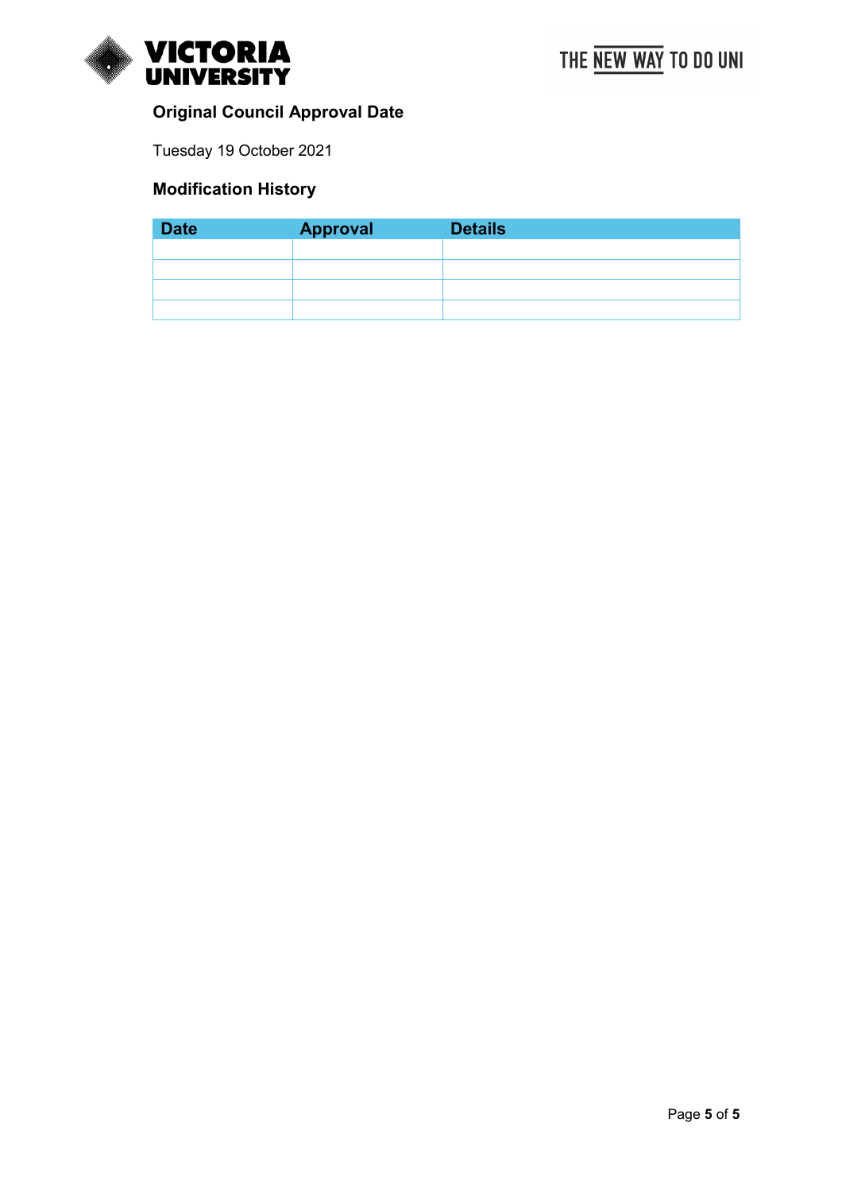## Original Council Approval Date

Tuesday 19 October 2021

## Modification History

| Date | Approval | Details |
|---|---|---|
| | | |
| | | |
| | | |
| | | |